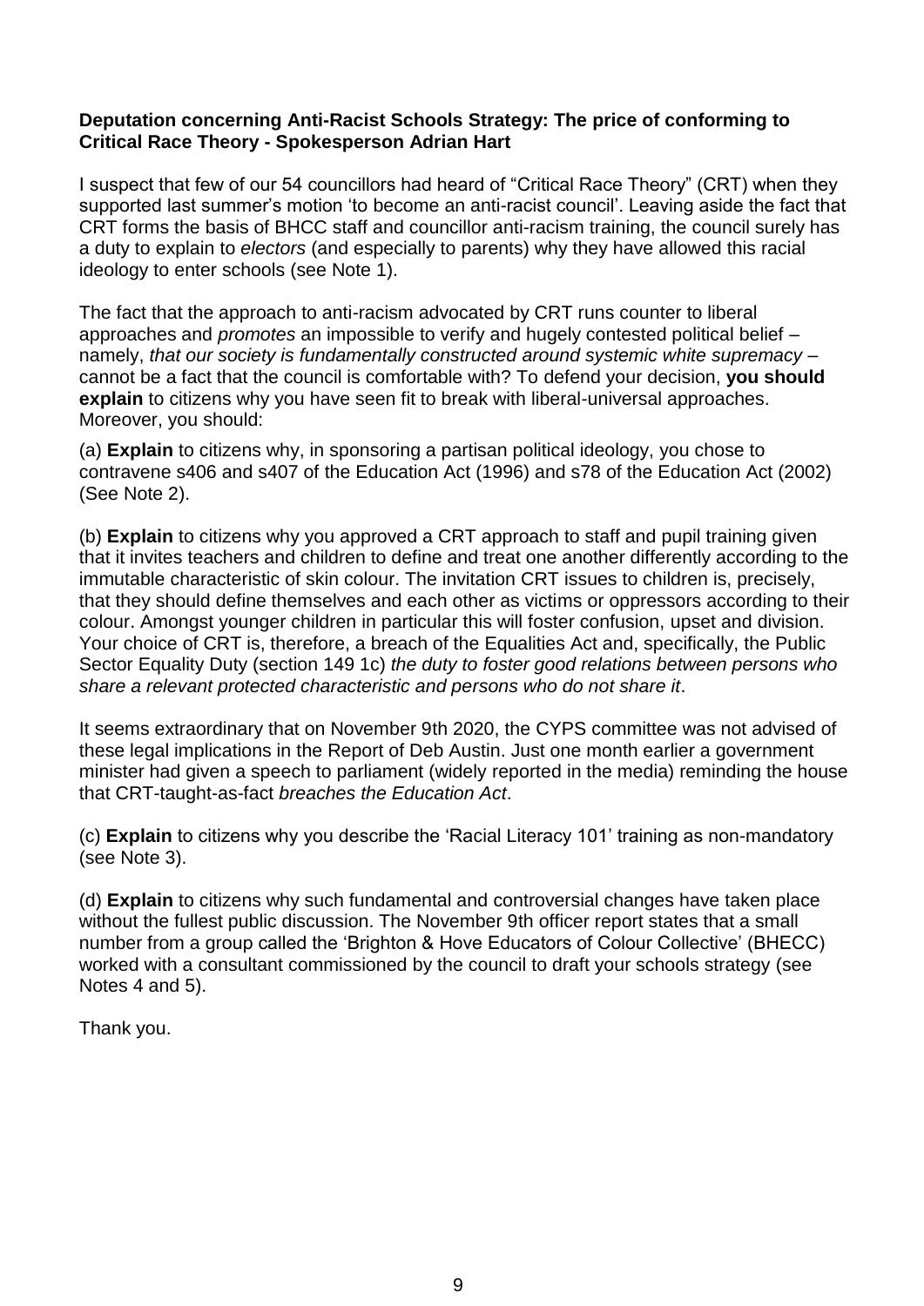**Deputation concerning Anti-Racist Schools Strategy: The price of conforming to Critical Race Theory - Spokesperson Adrian Hart**

I suspect that few of our 54 councillors had heard of "Critical Race Theory" (CRT) when they supported last summer's motion 'to become an anti-racist council'. Leaving aside the fact that CRT forms the basis of BHCC staff and councillor anti-racism training, the council surely has a duty to explain to *electors* (and especially to parents) why they have allowed this racial ideology to enter schools (see Note 1).

The fact that the approach to anti-racism advocated by CRT runs counter to liberal approaches and *promotes* an impossible to verify and hugely contested political belief – namely, *that our society is fundamentally constructed around systemic white supremacy* – cannot be a fact that the council is comfortable with? To defend your decision, **you should explain** to citizens why you have seen fit to break with liberal-universal approaches. Moreover, you should:

(a) **Explain** to citizens why, in sponsoring a partisan political ideology, you chose to contravene s406 and s407 of the Education Act (1996) and s78 of the Education Act (2002) (See Note 2).

(b) **Explain** to citizens why you approved a CRT approach to staff and pupil training given that it invites teachers and children to define and treat one another differently according to the immutable characteristic of skin colour. The invitation CRT issues to children is, precisely, that they should define themselves and each other as victims or oppressors according to their colour. Amongst younger children in particular this will foster confusion, upset and division. Your choice of CRT is, therefore, a breach of the Equalities Act and, specifically, the Public Sector Equality Duty (section 149 1c) *the duty to foster good relations between persons who share a relevant protected characteristic and persons who do not share it*.

It seems extraordinary that on November 9th 2020, the CYPS committee was not advised of these legal implications in the Report of Deb Austin. Just one month earlier a government minister had given a speech to parliament (widely reported in the media) reminding the house that CRT-taught-as-fact *breaches the Education Act*.

(c) **Explain** to citizens why you describe the 'Racial Literacy 101' training as non-mandatory (see Note 3).

(d) **Explain** to citizens why such fundamental and controversial changes have taken place without the fullest public discussion. The November 9th officer report states that a small number from a group called the 'Brighton & Hove Educators of Colour Collective' (BHECC) worked with a consultant commissioned by the council to draft your schools strategy (see Notes 4 and 5).

Thank you.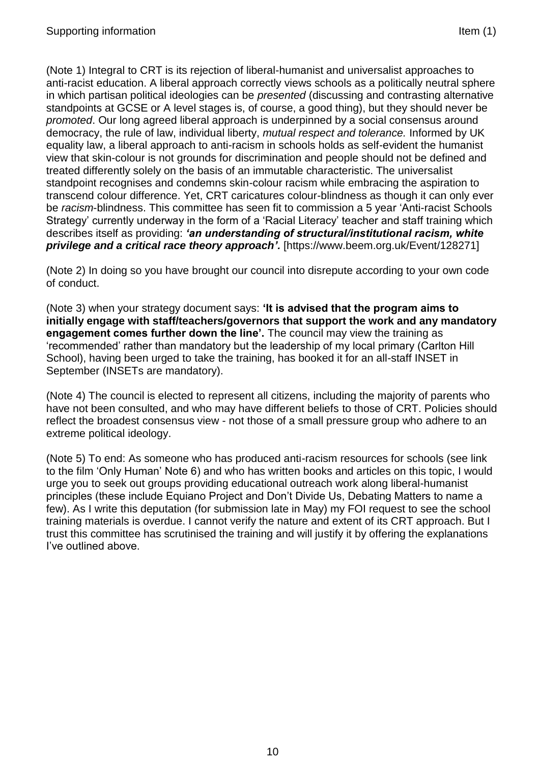Supporting information Item (1)

(Note 1) Integral to CRT is its rejection of liberal-humanist and universalist approaches to anti-racist education. A liberal approach correctly views schools as a politically neutral sphere in which partisan political ideologies can be *presented* (discussing and contrasting alternative standpoints at GCSE or A level stages is, of course, a good thing), but they should never be *promoted*. Our long agreed liberal approach is underpinned by a social consensus around democracy, the rule of law, individual liberty, *mutual respect and tolerance.* Informed by UK equality law, a liberal approach to anti-racism in schools holds as self-evident the humanist view that skin-colour is not grounds for discrimination and people should not be defined and treated differently solely on the basis of an immutable characteristic. The universalist standpoint recognises and condemns skin-colour racism while embracing the aspiration to transcend colour difference. Yet, CRT caricatures colour-blindness as though it can only ever be *racism*-blindness. This committee has seen fit to commission a 5 year 'Anti-racist Schools Strategy' currently underway in the form of a 'Racial Literacy' teacher and staff training which describes itself as providing: ***'an understanding of structural/institutional racism, white privilege and a critical race theory approach'.*** [https://www.beem.org.uk/Event/128271]

(Note 2) In doing so you have brought our council into disrepute according to your own code of conduct.

(Note 3) when your strategy document says: **'It is advised that the program aims to initially engage with staff/teachers/governors that support the work and any mandatory engagement comes further down the line'.** The council may view the training as 'recommended' rather than mandatory but the leadership of my local primary (Carlton Hill School), having been urged to take the training, has booked it for an all-staff INSET in September (INSETs are mandatory).

(Note 4) The council is elected to represent all citizens, including the majority of parents who have not been consulted, and who may have different beliefs to those of CRT. Policies should reflect the broadest consensus view - not those of a small pressure group who adhere to an extreme political ideology.

(Note 5) To end: As someone who has produced anti-racism resources for schools (see link to the film 'Only Human' Note 6) and who has written books and articles on this topic, I would urge you to seek out groups providing educational outreach work along liberal-humanist principles (these include Equiano Project and Don't Divide Us, Debating Matters to name a few). As I write this deputation (for submission late in May) my FOI request to see the school training materials is overdue. I cannot verify the nature and extent of its CRT approach. But I trust this committee has scrutinised the training and will justify it by offering the explanations I've outlined above.